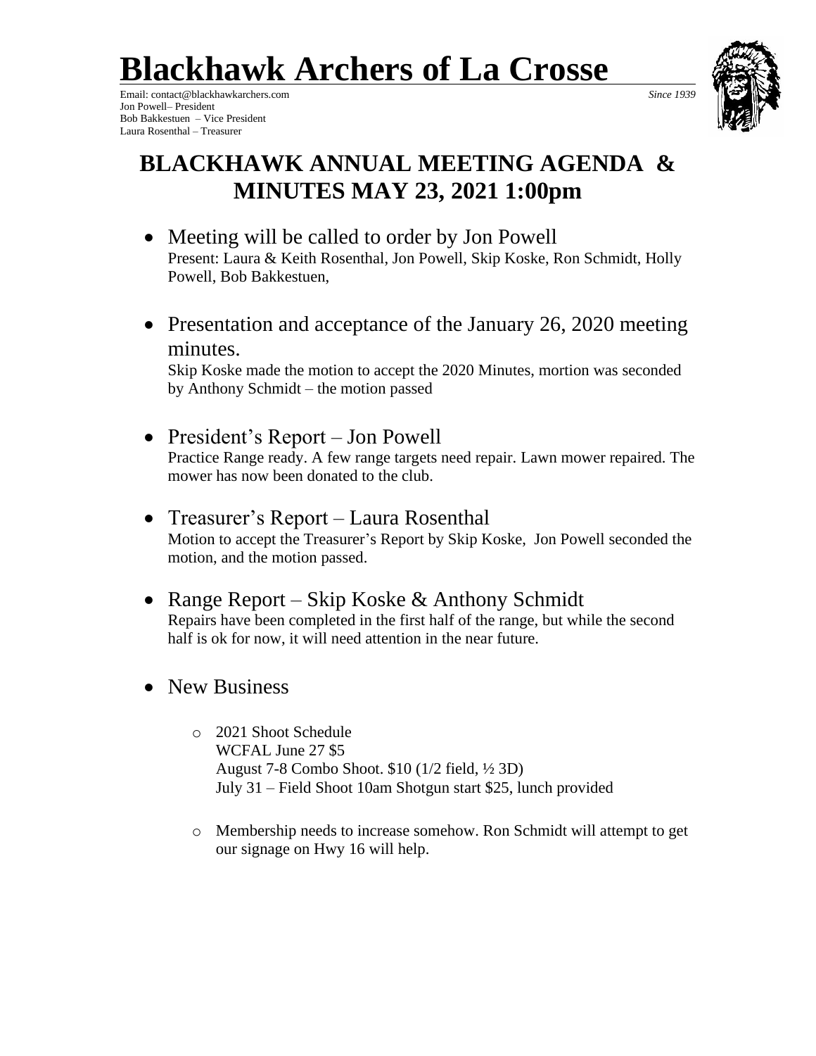# Blackhawk Archers of La Crosse

Email: contact@blackhawkarchers.com *Since 1939*
Jon Powell– President
Bob Bakkestuen – Vice President
Laura Rosenthal – Treasurer

## BLACKHAWK ANNUAL MEETING AGENDA & MINUTES MAY 23, 2021 1:00pm

- Meeting will be called to order by Jon Powell
  Present: Laura & Keith Rosenthal, Jon Powell, Skip Koske, Ron Schmidt, Holly Powell, Bob Bakkestuen,

- Presentation and acceptance of the January 26, 2020 meeting minutes.
  Skip Koske made the motion to accept the 2020 Minutes, mortion was seconded by Anthony Schmidt – the motion passed

- President's Report – Jon Powell
  Practice Range ready. A few range targets need repair. Lawn mower repaired. The mower has now been donated to the club.

- Treasurer's Report – Laura Rosenthal
  Motion to accept the Treasurer's Report by Skip Koske, Jon Powell seconded the motion, and the motion passed.

- Range Report – Skip Koske & Anthony Schmidt
  Repairs have been completed in the first half of the range, but while the second half is ok for now, it will need attention in the near future.

- New Business
  - 2021 Shoot Schedule
    WCFAL June 27 $5
    August 7-8 Combo Shoot. $10 (1/2 field, ½ 3D)
    July 31 – Field Shoot 10am Shotgun start $25, lunch provided
  - Membership needs to increase somehow. Ron Schmidt will attempt to get our signage on Hwy 16 will help.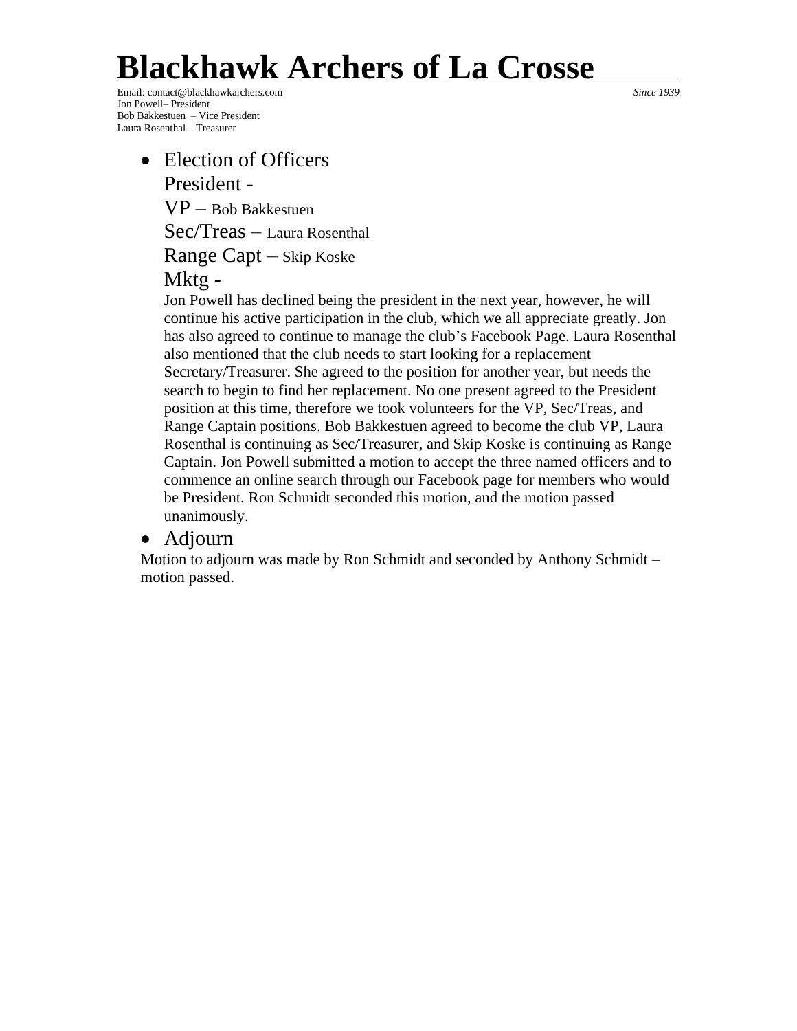# Blackhawk Archers of La Crosse

Email: contact@blackhawkarchers.com *Since 1939*

Jon Powell– President
Bob Bakkestuen – Vice President
Laura Rosenthal – Treasurer

- Election of Officers

  President -

  VP – Bob Bakkestuen

  Sec/Treas – Laura Rosenthal

  Range Capt – Skip Koske

  Mktg -

  Jon Powell has declined being the president in the next year, however, he will continue his active participation in the club, which we all appreciate greatly. Jon has also agreed to continue to manage the club's Facebook Page. Laura Rosenthal also mentioned that the club needs to start looking for a replacement Secretary/Treasurer. She agreed to the position for another year, but needs the search to begin to find her replacement. No one present agreed to the President position at this time, therefore we took volunteers for the VP, Sec/Treas, and Range Captain positions. Bob Bakkestuen agreed to become the club VP, Laura Rosenthal is continuing as Sec/Treasurer, and Skip Koske is continuing as Range Captain. Jon Powell submitted a motion to accept the three named officers and to commence an online search through our Facebook page for members who would be President. Ron Schmidt seconded this motion, and the motion passed unanimously.

- Adjourn

Motion to adjourn was made by Ron Schmidt and seconded by Anthony Schmidt – motion passed.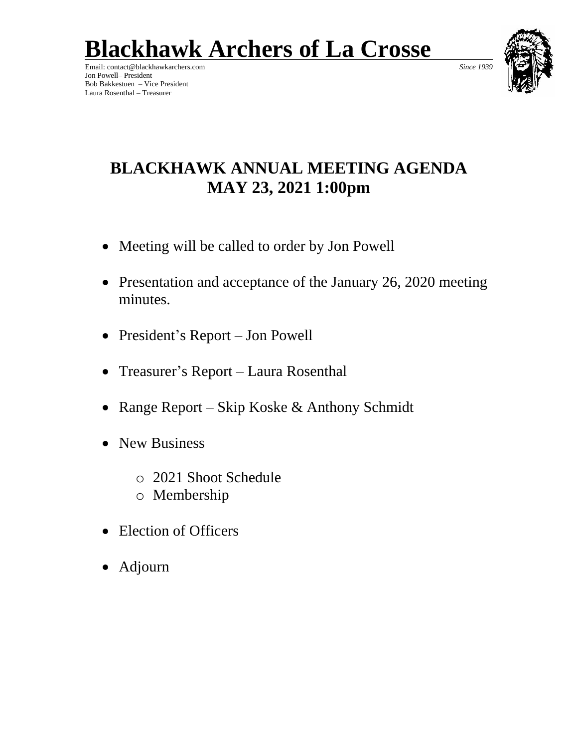# Blackhawk Archers of La Crosse

Email: contact@blackhawkarchers.com *Since 1939*
Jon Powell– President
Bob Bakkestuen – Vice President
Laura Rosenthal – Treasurer

## BLACKHAWK ANNUAL MEETING AGENDA
## MAY 23, 2021 1:00pm

- Meeting will be called to order by Jon Powell
- Presentation and acceptance of the January 26, 2020 meeting minutes.
- President's Report – Jon Powell
- Treasurer's Report – Laura Rosenthal
- Range Report – Skip Koske & Anthony Schmidt
- New Business
  - 2021 Shoot Schedule
  - Membership
- Election of Officers
- Adjourn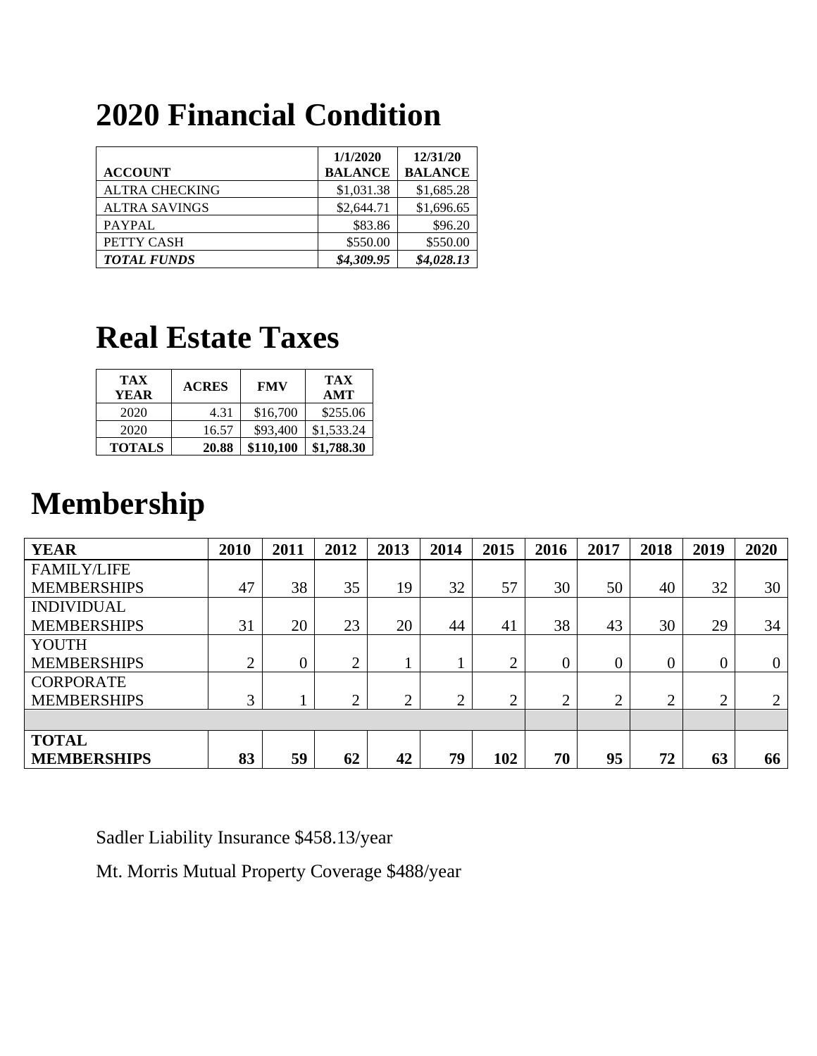# 2020 Financial Condition

| ACCOUNT | 1/1/2020 BALANCE | 12/31/20 BALANCE |
| --- | --- | --- |
| ALTRA CHECKING | $1,031.38 | $1,685.28 |
| ALTRA SAVINGS | $2,644.71 | $1,696.65 |
| PAYPAL | $83.86 | $96.20 |
| PETTY CASH | $550.00 | $550.00 |
| ***TOTAL FUNDS*** | ***$4,309.95*** | ***$4,028.13*** |

# Real Estate Taxes

| TAX YEAR | ACRES | FMV | TAX AMT |
| --- | --- | --- | --- |
| 2020 | 4.31 | $16,700 | $255.06 |
| 2020 | 16.57 | $93,400 | $1,533.24 |
| **TOTALS** | **20.88** | **$110,100** | **$1,788.30** |

# Membership

| YEAR | 2010 | 2011 | 2012 | 2013 | 2014 | 2015 | 2016 | 2017 | 2018 | 2019 | 2020 |
| --- | --- | --- | --- | --- | --- | --- | --- | --- | --- | --- | --- |
| FAMILY/LIFE MEMBERSHIPS | 47 | 38 | 35 | 19 | 32 | 57 | 30 | 50 | 40 | 32 | 30 |
| INDIVIDUAL MEMBERSHIPS | 31 | 20 | 23 | 20 | 44 | 41 | 38 | 43 | 30 | 29 | 34 |
| YOUTH MEMBERSHIPS | 2 | 0 | 2 | 1 | 1 | 2 | 0 | 0 | 0 | 0 | 0 |
| CORPORATE MEMBERSHIPS | 3 | 1 | 2 | 2 | 2 | 2 | 2 | 2 | 2 | 2 | 2 |
| | | | | | | | | | | | |
| **TOTAL MEMBERSHIPS** | **83** | **59** | **62** | **42** | **79** | **102** | **70** | **95** | **72** | **63** | **66** |

Sadler Liability Insurance $458.13/year

Mt. Morris Mutual Property Coverage $488/year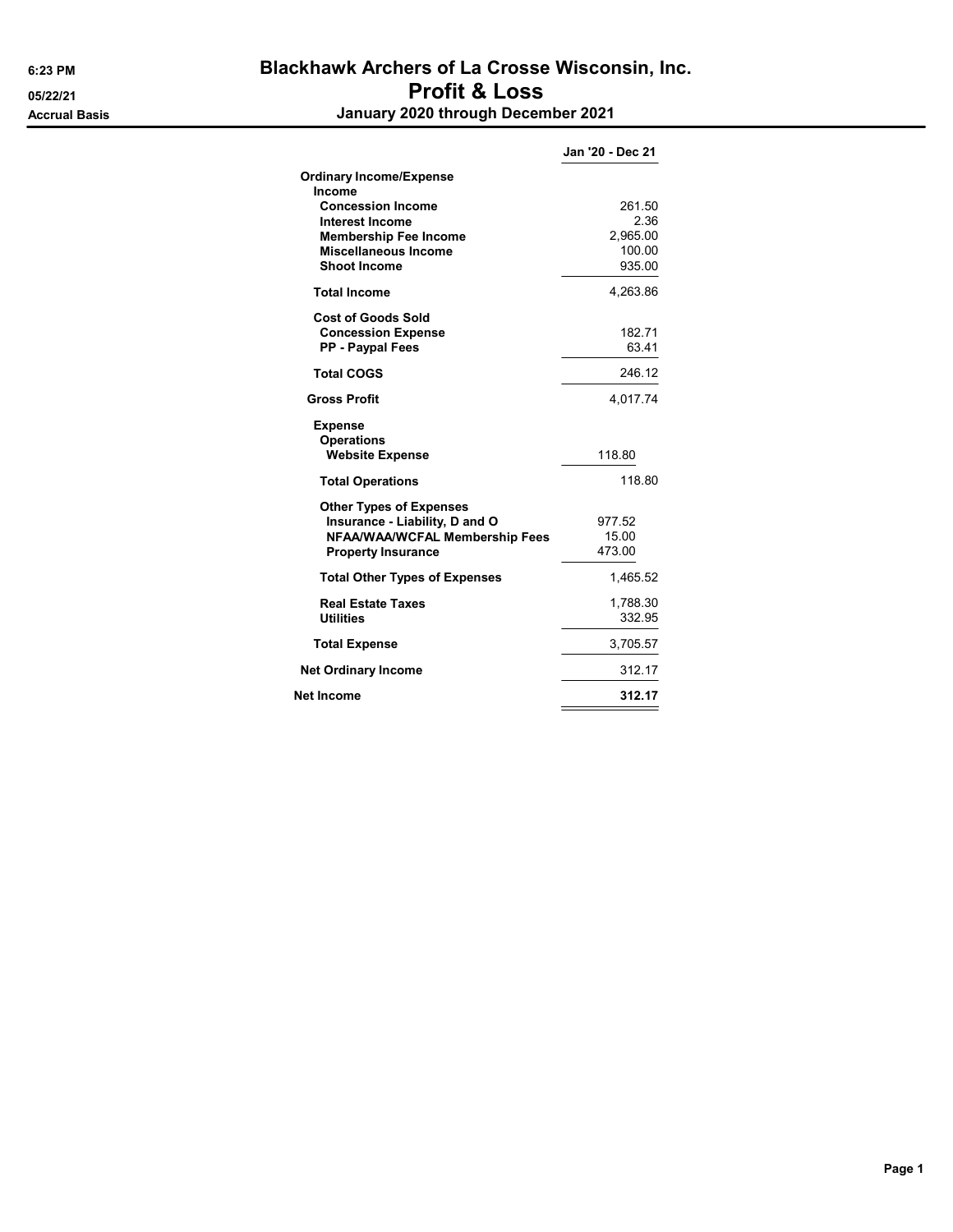# Blackhawk Archers of La Crosse Wisconsin, Inc.

## Profit & Loss

### January 2020 through December 2021

6:23 PM
05/22/21
Accrual Basis

| | Jan '20 - Dec 21 |
|---|---|
| **Ordinary Income/Expense** | |
| **Income** | |
| **Concession Income** | 261.50 |
| **Interest Income** | 2.36 |
| **Membership Fee Income** | 2,965.00 |
| **Miscellaneous Income** | 100.00 |
| **Shoot Income** | 935.00 |
| **Total Income** | 4,263.86 |
| **Cost of Goods Sold** | |
| **Concession Expense** | 182.71 |
| **PP - Paypal Fees** | 63.41 |
| **Total COGS** | 246.12 |
| **Gross Profit** | 4,017.74 |
| **Expense** | |
| **Operations** | |
| **Website Expense** | 118.80 |
| **Total Operations** | 118.80 |
| **Other Types of Expenses** | |
| **Insurance - Liability, D and O** | 977.52 |
| **NFAA/WAA/WCFAL Membership Fees** | 15.00 |
| **Property Insurance** | 473.00 |
| **Total Other Types of Expenses** | 1,465.52 |
| **Real Estate Taxes** | 1,788.30 |
| **Utilities** | 332.95 |
| **Total Expense** | 3,705.57 |
| **Net Ordinary Income** | 312.17 |
| **Net Income** | **312.17** |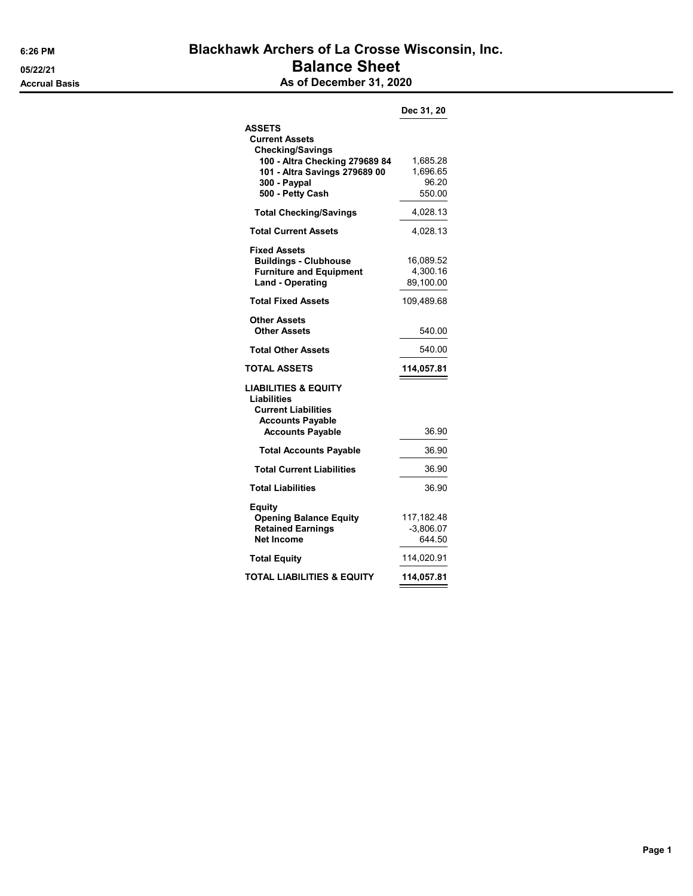# Blackhawk Archers of La Crosse Wisconsin, Inc.

## Balance Sheet

### As of December 31, 2020

6:26 PM
05/22/21
Accrual Basis

| | Dec 31, 20 |
|---|---|
| **ASSETS** | |
| **Current Assets** | |
| **Checking/Savings** | |
| **100 - Altra Checking 279689 84** | 1,685.28 |
| **101 - Altra Savings 279689 00** | 1,696.65 |
| **300 - Paypal** | 96.20 |
| **500 - Petty Cash** | 550.00 |
| **Total Checking/Savings** | 4,028.13 |
| **Total Current Assets** | 4,028.13 |
| **Fixed Assets** | |
| **Buildings - Clubhouse** | 16,089.52 |
| **Furniture and Equipment** | 4,300.16 |
| **Land - Operating** | 89,100.00 |
| **Total Fixed Assets** | 109,489.68 |
| **Other Assets** | |
| **Other Assets** | 540.00 |
| **Total Other Assets** | 540.00 |
| **TOTAL ASSETS** | **114,057.81** |
| **LIABILITIES & EQUITY** | |
| **Liabilities** | |
| **Current Liabilities** | |
| **Accounts Payable** | |
| **Accounts Payable** | 36.90 |
| **Total Accounts Payable** | 36.90 |
| **Total Current Liabilities** | 36.90 |
| **Total Liabilities** | 36.90 |
| **Equity** | |
| **Opening Balance Equity** | 117,182.48 |
| **Retained Earnings** | -3,806.07 |
| **Net Income** | 644.50 |
| **Total Equity** | 114,020.91 |
| **TOTAL LIABILITIES & EQUITY** | **114,057.81** |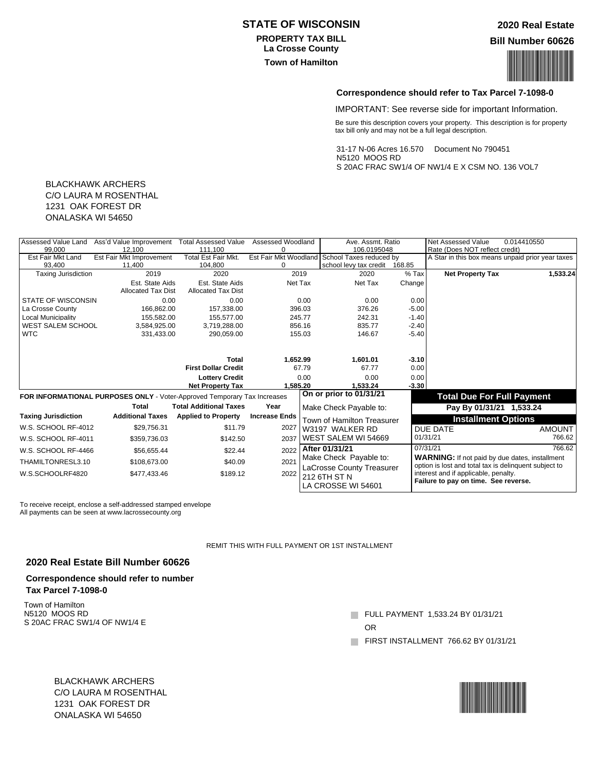# STATE OF WISCONSIN

**PROPERTY TAX BILL**
**La Crosse County**
**Town of Hamilton**

**2020 Real Estate**
**Bill Number 60626**

**Correspondence should refer to Tax Parcel 7-1098-0**

IMPORTANT: See reverse side for important Information.

Be sure this description covers your property. This description is for property tax bill only and may not be a full legal description.

31-17 N-06 Acres 16.570 Document No 790451
N5120 MOOS RD
S 20AC FRAC SW1/4 OF NW1/4 E X CSM NO. 136 VOL7

BLACKHAWK ARCHERS
C/O LAURA M ROSENTHAL
1231 OAK FOREST DR
ONALASKA WI 54650

| Assessed Value Land | Ass'd Value Improvement | Total Assessed Value | Assessed Woodland | Ave. Assmt. Ratio | | Net Assessed Value Rate (Does NOT reflect credit) |
|---|---|---|---|---|---|---|
| 99,000 | 12,100 | 111,100 | 0 | 106.0195048 | | 0.014410550 |
| Est Fair Mkt Land | Est Fair Mkt Improvement | Total Est Fair Mkt. | Est Fair Mkt Woodland | School Taxes reduced by school levy tax credit | | A Star in this box means unpaid prior year taxes |
| 93,400 | 11,400 | 104,800 | 0 | 168.85 | | |

| Taxing Jurisdiction | 2019 Est. State Aids Allocated Tax Dist | 2020 Est. State Aids Allocated Tax Dist | 2019 Net Tax | 2020 Net Tax | % Tax Change |
|---|---|---|---|---|---|
| STATE OF WISCONSIN | 0.00 | 0.00 | 0.00 | 0.00 | 0.00 |
| La Crosse County | 166,862.00 | 157,338.00 | 396.03 | 376.26 | -5.00 |
| Local Municipality | 155,582.00 | 155,577.00 | 245.77 | 242.31 | -1.40 |
| WEST SALEM SCHOOL | 3,584,925.00 | 3,719,288.00 | 856.16 | 835.77 | -2.40 |
| WTC | 331,433.00 | 290,059.00 | 155.03 | 146.67 | -5.40 |
| | | **Total** | 1,652.99 | 1,601.01 | -3.10 |
| | | **First Dollar Credit** | 67.79 | 67.77 | 0.00 |
| | | **Lottery Credit** | 0.00 | 0.00 | 0.00 |
| | | **Net Property Tax** | 1,585.20 | 1,533.24 | -3.30 |

**Net Property Tax** 1,533.24

**FOR INFORMATIONAL PURPOSES ONLY** - Voter-Approved Temporary Tax Increases

| Taxing Jurisdiction | Total Additional Taxes | Total Additional Taxes Applied to Property | Year Increase Ends |
|---|---|---|---|
| W.S. SCHOOL RF-4012 | $29,756.31 | $11.79 | 2027 |
| W.S. SCHOOL RF-4011 | $359,736.03 | $142.50 | 2037 |
| W.S. SCHOOL RF-4466 | $56,655.44 | $22.44 | 2022 |
| THAMILTONRESL3.10 | $108,673.00 | $40.09 | 2021 |
| W.S.SCHOOLRF4820 | $477,433.46 | $189.12 | 2022 |

**On or prior to 01/31/21**
Make Check Payable to:
Town of Hamilton Treasurer
W3197 WALKER RD
WEST SALEM WI 54669

**After 01/31/21**
Make Check Payable to:
LaCrosse County Treasurer
212 6TH ST N
LA CROSSE WI 54601

**Total Due For Full Payment**
**Pay By 01/31/21 1,533.24**

**Installment Options**

| DUE DATE | AMOUNT |
|---|---|
| 01/31/21 | 766.62 |
| 07/31/21 | 766.62 |

**WARNING:** If not paid by due dates, installment option is lost and total tax is delinquent subject to interest and if applicable, penalty.
**Failure to pay on time. See reverse.**

To receive receipt, enclose a self-addressed stamped envelope
All payments can be seen at www.lacrossecounty.org

REMIT THIS WITH FULL PAYMENT OR 1ST INSTALLMENT

## 2020 Real Estate Bill Number 60626

**Correspondence should refer to number**
**Tax Parcel 7-1098-0**

Town of Hamilton
N5120 MOOS RD
S 20AC FRAC SW1/4 OF NW1/4 E

- FULL PAYMENT 1,533.24 BY 01/31/21

OR

- FIRST INSTALLMENT 766.62 BY 01/31/21

BLACKHAWK ARCHERS
C/O LAURA M ROSENTHAL
1231 OAK FOREST DR
ONALASKA WI 54650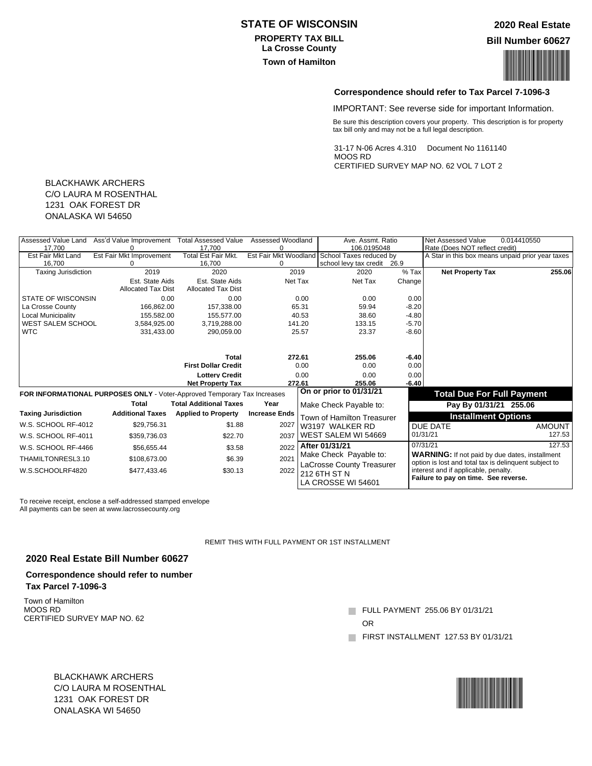# STATE OF WISCONSIN

**PROPERTY TAX BILL**
**La Crosse County**
**Town of Hamilton**

**2020 Real Estate**
**Bill Number 60627**

**Correspondence should refer to Tax Parcel 7-1096-3**

IMPORTANT: See reverse side for important Information.

Be sure this description covers your property. This description is for property tax bill only and may not be a full legal description.

31-17 N-06 Acres 4.310 Document No 1161140
MOOS RD
CERTIFIED SURVEY MAP NO. 62 VOL 7 LOT 2

BLACKHAWK ARCHERS
C/O LAURA M ROSENTHAL
1231 OAK FOREST DR
ONALASKA WI 54650

| Assessed Value Land | Ass'd Value Improvement | Total Assessed Value | Assessed Woodland | Ave. Assmt. Ratio | Net Assessed Value Rate (Does NOT reflect credit) |
|---|---|---|---|---|---|
| 17,700 | 0 | 17,700 | 0 | 106.0195048 | 0.014410550 |
| **Est Fair Mkt Land** | **Est Fair Mkt Improvement** | **Total Est Fair Mkt.** | **Est Fair Mkt Woodland** | **School Taxes reduced by school levy tax credit** | **A Star in this box means unpaid prior year taxes** |
| 16,700 | 0 | 16,700 | 0 | 26.9 | |

| Taxing Jurisdiction | 2019 Est. State Aids Allocated Tax Dist | 2020 Est. State Aids Allocated Tax Dist | 2019 Net Tax | 2020 Net Tax | % Tax Change |
|---|---|---|---|---|---|
| STATE OF WISCONSIN | 0.00 | 0.00 | 0.00 | 0.00 | 0.00 |
| La Crosse County | 166,862.00 | 157,338.00 | 65.31 | 59.94 | -8.20 |
| Local Municipality | 155,582.00 | 155,577.00 | 40.53 | 38.60 | -4.80 |
| WEST SALEM SCHOOL | 3,584,925.00 | 3,719,288.00 | 141.20 | 133.15 | -5.70 |
| WTC | 331,433.00 | 290,059.00 | 25.57 | 23.37 | -8.60 |
| | | **Total** | 272.61 | 255.06 | -6.40 |
| | | **First Dollar Credit** | 0.00 | 0.00 | 0.00 |
| | | **Lottery Credit** | 0.00 | 0.00 | 0.00 |
| | | **Net Property Tax** | 272.61 | 255.06 | -6.40 |

**Net Property Tax** 255.06

**FOR INFORMATIONAL PURPOSES ONLY** - Voter-Approved Temporary Tax Increases

| Taxing Jurisdiction | Total Additional Taxes | Total Additional Taxes Applied to Property | Year Increase Ends |
|---|---|---|---|
| W.S. SCHOOL RF-4012 | $29,756.31 | $1.88 | 2027 |
| W.S. SCHOOL RF-4011 | $359,736.03 | $22.70 | 2037 |
| W.S. SCHOOL RF-4466 | $56,655.44 | $3.58 | 2022 |
| THAMILTONRESL3.10 | $108,673.00 | $6.39 | 2021 |
| W.S.SCHOOLRF4820 | $477,433.46 | $30.13 | 2022 |

**On or prior to 01/31/21**
Make Check Payable to:
Town of Hamilton Treasurer
W3197 WALKER RD
WEST SALEM WI 54669

**After 01/31/21**
Make Check Payable to:
LaCrosse County Treasurer
212 6TH ST N
LA CROSSE WI 54601

**Total Due For Full Payment**
**Pay By 01/31/21 255.06**

**Installment Options**

| DUE DATE | AMOUNT |
|---|---|
| 01/31/21 | 127.53 |
| 07/31/21 | 127.53 |

**WARNING:** If not paid by due dates, installment option is lost and total tax is delinquent subject to interest and if applicable, penalty.
**Failure to pay on time. See reverse.**

To receive receipt, enclose a self-addressed stamped envelope
All payments can be seen at www.lacrossecounty.org

REMIT THIS WITH FULL PAYMENT OR 1ST INSTALLMENT

## 2020 Real Estate Bill Number 60627

**Correspondence should refer to number**
**Tax Parcel 7-1096-3**

Town of Hamilton
MOOS RD
CERTIFIED SURVEY MAP NO. 62

FULL PAYMENT 255.06 BY 01/31/21

OR

FIRST INSTALLMENT 127.53 BY 01/31/21

BLACKHAWK ARCHERS
C/O LAURA M ROSENTHAL
1231 OAK FOREST DR
ONALASKA WI 54650